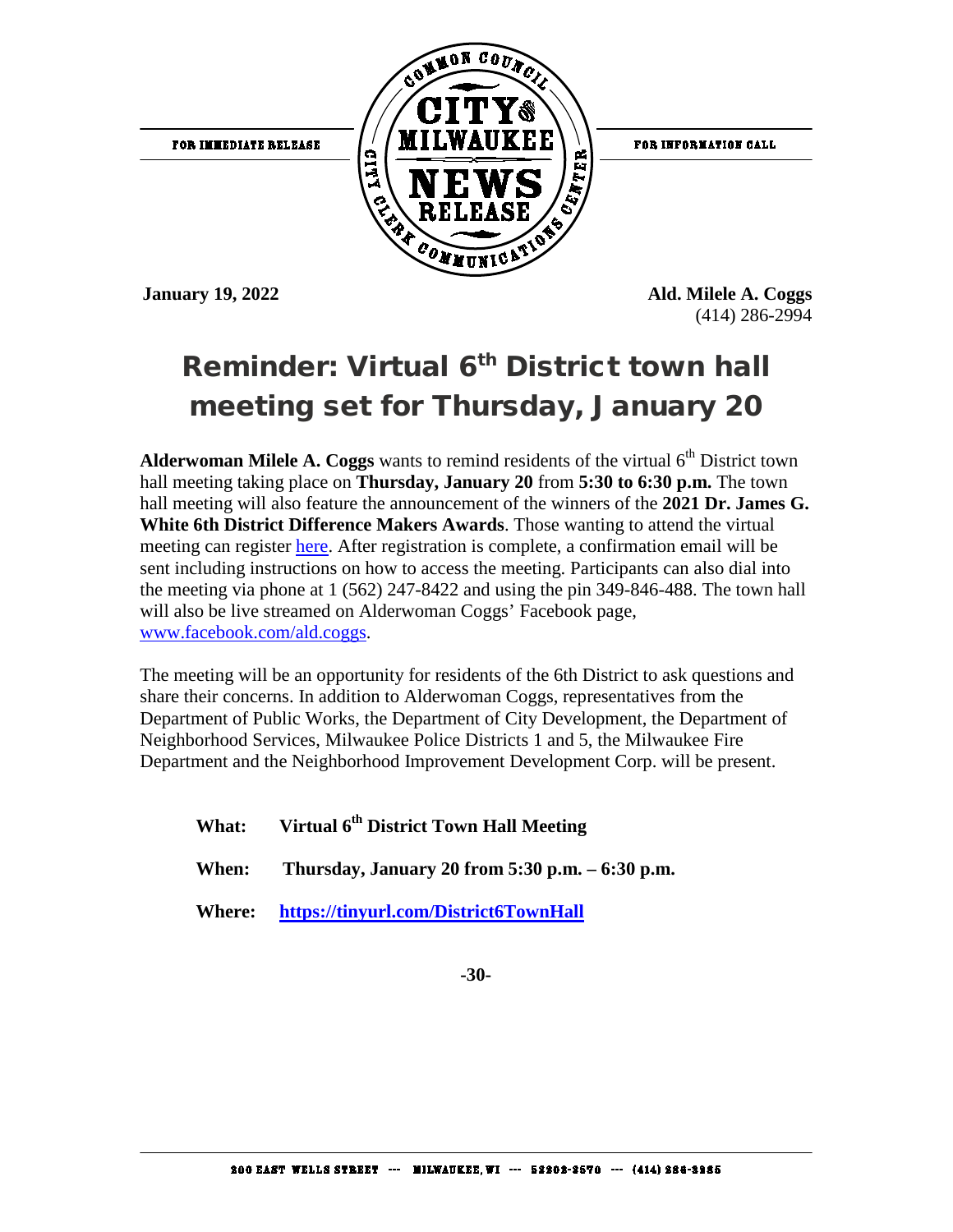FOR IMMEDIATE RELEASE

COMMON COUNCIL CITY OF MILWAUKEE NEWS RELEASE CITY CLERK COMMUNICATIONS CENTER

FOR INFORMATION CALL

**January 19, 2022**

**Ald. Milele A. Coggs**
(414) 286-2994

# Reminder: Virtual 6th District town hall meeting set for Thursday, January 20

**Alderwoman Milele A. Coggs** wants to remind residents of the virtual 6th District town hall meeting taking place on **Thursday, January 20** from **5:30 to 6:30 p.m.** The town hall meeting will also feature the announcement of the winners of the **2021 Dr. James G. White 6th District Difference Makers Awards**. Those wanting to attend the virtual meeting can register here. After registration is complete, a confirmation email will be sent including instructions on how to access the meeting. Participants can also dial into the meeting via phone at 1 (562) 247-8422 and using the pin 349-846-488. The town hall will also be live streamed on Alderwoman Coggs' Facebook page, www.facebook.com/ald.coggs.

The meeting will be an opportunity for residents of the 6th District to ask questions and share their concerns. In addition to Alderwoman Coggs, representatives from the Department of Public Works, the Department of City Development, the Department of Neighborhood Services, Milwaukee Police Districts 1 and 5, the Milwaukee Fire Department and the Neighborhood Improvement Development Corp. will be present.

**What:** **Virtual 6th District Town Hall Meeting**

**When:** **Thursday, January 20 from 5:30 p.m. – 6:30 p.m.**

**Where:** **https://tinyurl.com/District6TownHall**

**-30-**

200 EAST WELLS STREET --- MILWAUKEE, WI --- 53202-3570 --- (414) 286-2285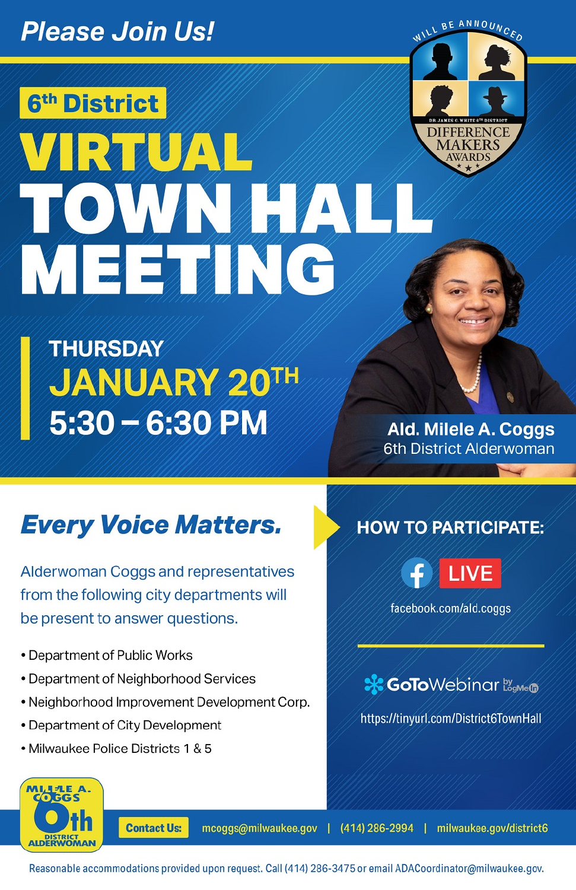Please Join Us!

# 6th District VIRTUAL TOWN HALL MEETING

THURSDAY
**JANUARY 20TH**
**5:30 – 6:30 PM**

WILL BE ANNOUNCED
DR. JAMES C. WHITE 6TH DISTRICT
DIFFERENCE MAKERS AWARDS

**Ald. Milele A. Coggs**
6th District Alderwoman

## *Every Voice Matters.*

Alderwoman Coggs and representatives from the following city departments will be present to answer questions.

- Department of Public Works
- Department of Neighborhood Services
- Neighborhood Improvement Development Corp.
- Department of City Development
- Milwaukee Police Districts 1 & 5

## HOW TO PARTICIPATE:

LIVE
facebook.com/ald.coggs

GoToWebinar by LogMeIn
https://tinyurl.com/District6TownHall

MILELE A. COGGS 6th DISTRICT ALDERWOMAN

**Contact Us:** mcoggs@milwaukee.gov | (414) 286-2994 | milwaukee.gov/district6

Reasonable accommodations provided upon request. Call (414) 286-3475 or email ADACoordinator@milwaukee.gov.